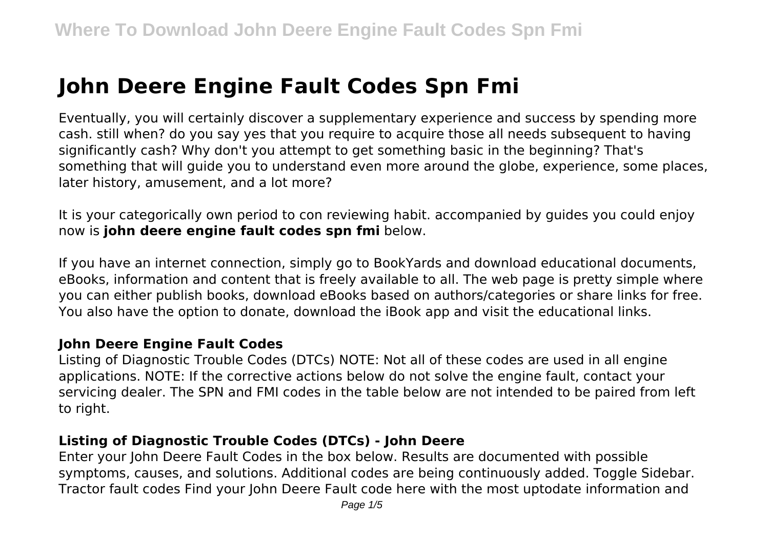# John Deere Engine Fault Codes Spn Fmi

Eventually, you will certainly discover a supplementary experience and success by spending more cash. still when? do you say yes that you require to acquire those all needs subsequent to having significantly cash? Why don't you attempt to get something basic in the beginning? That's something that will guide you to understand even more around the globe, experience, some places, later history, amusement, and a lot more?

It is your categorically own period to con reviewing habit. accompanied by guides you could enjoy now is **john deere engine fault codes spn fmi** below.

If you have an internet connection, simply go to BookYards and download educational documents, eBooks, information and content that is freely available to all. The web page is pretty simple where you can either publish books, download eBooks based on authors/categories or share links for free. You also have the option to donate, download the iBook app and visit the educational links.

### John Deere Engine Fault Codes

Listing of Diagnostic Trouble Codes (DTCs) NOTE: Not all of these codes are used in all engine applications. NOTE: If the corrective actions below do not solve the engine fault, contact your servicing dealer. The SPN and FMI codes in the table below are not intended to be paired from left to right.

### Listing of Diagnostic Trouble Codes (DTCs) - John Deere

Enter your John Deere Fault Codes in the box below. Results are documented with possible symptoms, causes, and solutions. Additional codes are being continuously added. Toggle Sidebar. Tractor fault codes Find your John Deere Fault code here with the most uptodate information and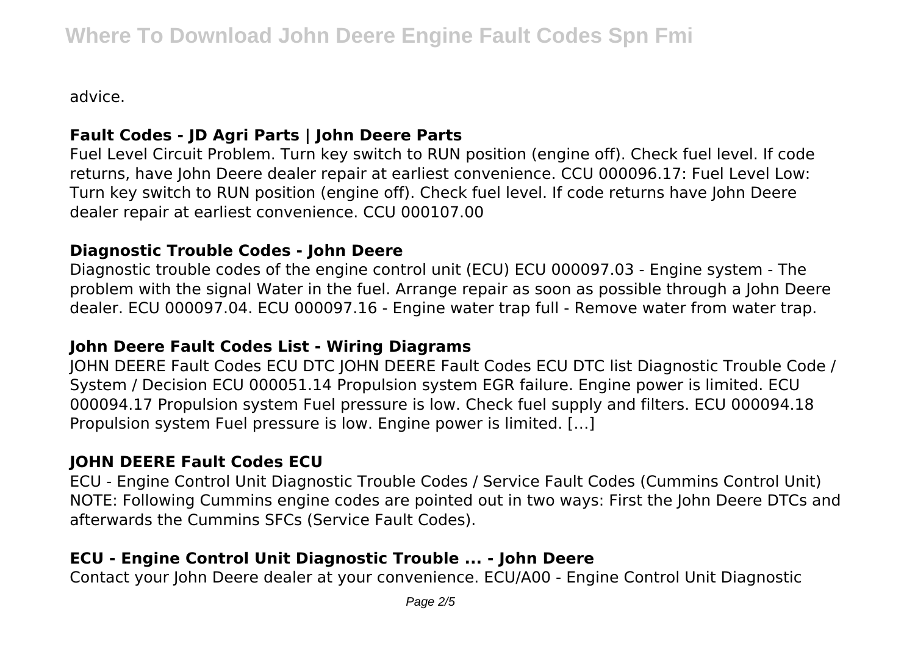advice.

### Fault Codes - JD Agri Parts | John Deere Parts

Fuel Level Circuit Problem. Turn key switch to RUN position (engine off). Check fuel level. If code returns, have John Deere dealer repair at earliest convenience. CCU 000096.17: Fuel Level Low: Turn key switch to RUN position (engine off). Check fuel level. If code returns have John Deere dealer repair at earliest convenience. CCU 000107.00

### Diagnostic Trouble Codes - John Deere

Diagnostic trouble codes of the engine control unit (ECU) ECU 000097.03 - Engine system - The problem with the signal Water in the fuel. Arrange repair as soon as possible through a John Deere dealer. ECU 000097.04. ECU 000097.16 - Engine water trap full - Remove water from water trap.

### John Deere Fault Codes List - Wiring Diagrams

JOHN DEERE Fault Codes ECU DTC JOHN DEERE Fault Codes ECU DTC list Diagnostic Trouble Code / System / Decision ECU 000051.14 Propulsion system EGR failure. Engine power is limited. ECU 000094.17 Propulsion system Fuel pressure is low. Check fuel supply and filters. ECU 000094.18 Propulsion system Fuel pressure is low. Engine power is limited. […]

### JOHN DEERE Fault Codes ECU

ECU - Engine Control Unit Diagnostic Trouble Codes / Service Fault Codes (Cummins Control Unit) NOTE: Following Cummins engine codes are pointed out in two ways: First the John Deere DTCs and afterwards the Cummins SFCs (Service Fault Codes).

### ECU - Engine Control Unit Diagnostic Trouble ... - John Deere

Contact your John Deere dealer at your convenience. ECU/A00 - Engine Control Unit Diagnostic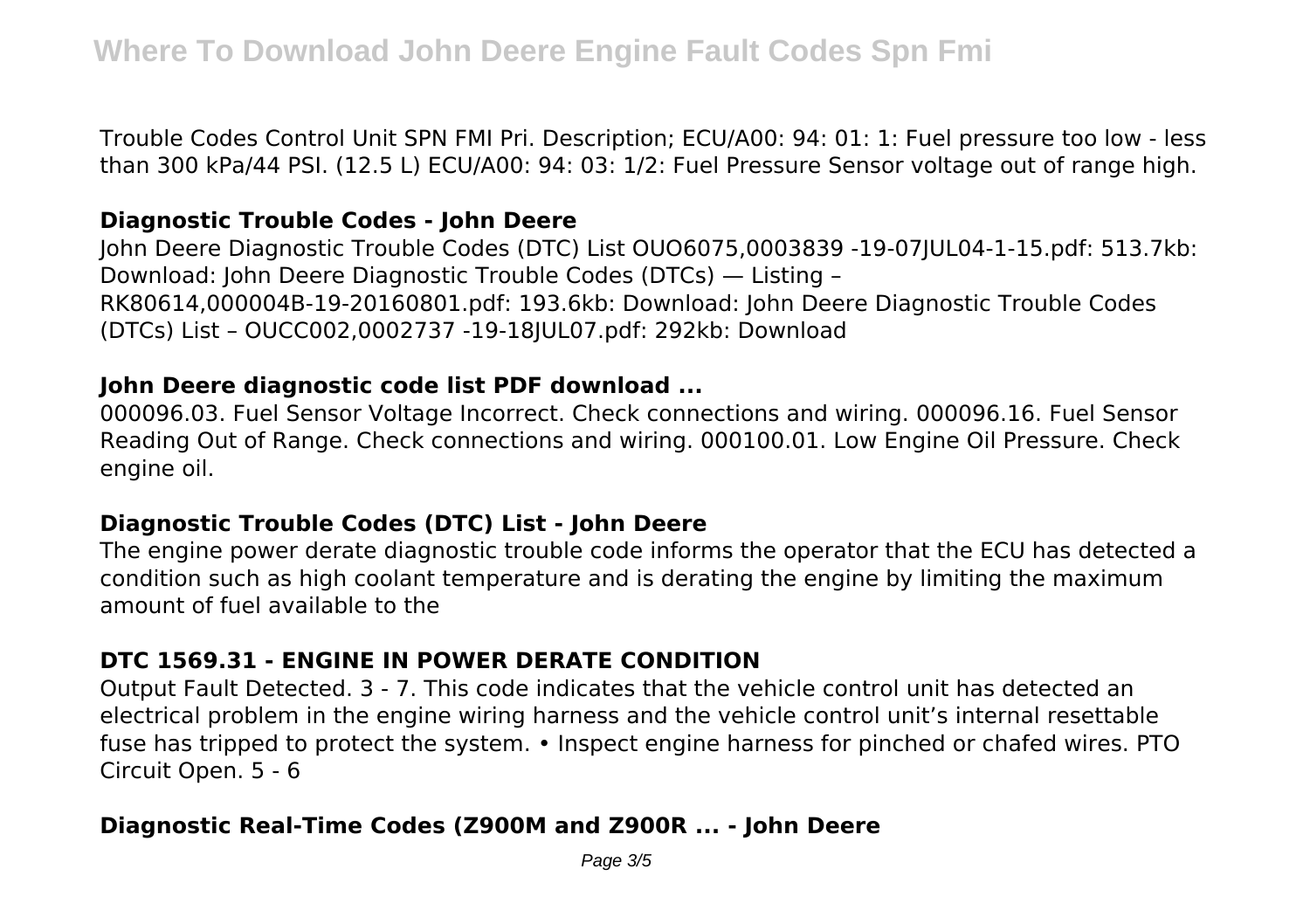Trouble Codes Control Unit SPN FMI Pri. Description; ECU/A00: 94: 01: 1: Fuel pressure too low - less than 300 kPa/44 PSI. (12.5 L) ECU/A00: 94: 03: 1/2: Fuel Pressure Sensor voltage out of range high.

### **Diagnostic Trouble Codes - John Deere**

John Deere Diagnostic Trouble Codes (DTC) List OUO6075,0003839 -19-07JUL04-1-15.pdf: 513.7kb: Download: John Deere Diagnostic Trouble Codes (DTCs) — Listing – RK80614,000004B-19-20160801.pdf: 193.6kb: Download: John Deere Diagnostic Trouble Codes (DTCs) List – OUCC002,0002737 -19-18JUL07.pdf: 292kb: Download

### **John Deere diagnostic code list PDF download ...**

000096.03. Fuel Sensor Voltage Incorrect. Check connections and wiring. 000096.16. Fuel Sensor Reading Out of Range. Check connections and wiring. 000100.01. Low Engine Oil Pressure. Check engine oil.

### **Diagnostic Trouble Codes (DTC) List - John Deere**

The engine power derate diagnostic trouble code informs the operator that the ECU has detected a condition such as high coolant temperature and is derating the engine by limiting the maximum amount of fuel available to the

### **DTC 1569.31 - ENGINE IN POWER DERATE CONDITION**

Output Fault Detected. 3 - 7. This code indicates that the vehicle control unit has detected an electrical problem in the engine wiring harness and the vehicle control unit's internal resettable fuse has tripped to protect the system. • Inspect engine harness for pinched or chafed wires. PTO Circuit Open. 5 - 6

### **Diagnostic Real-Time Codes (Z900M and Z900R ... - John Deere**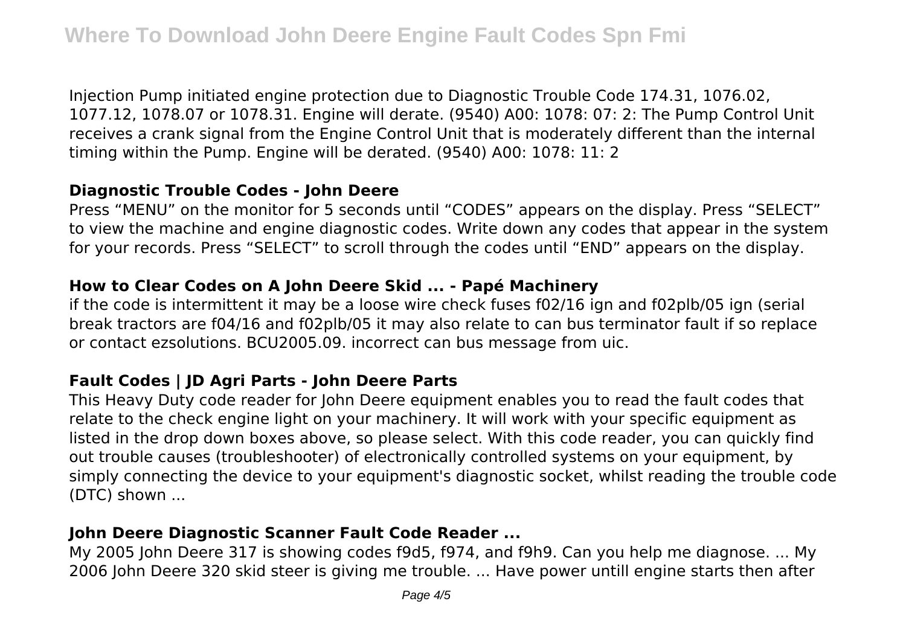Injection Pump initiated engine protection due to Diagnostic Trouble Code 174.31, 1076.02, 1077.12, 1078.07 or 1078.31. Engine will derate. (9540) A00: 1078: 07: 2: The Pump Control Unit receives a crank signal from the Engine Control Unit that is moderately different than the internal timing within the Pump. Engine will be derated. (9540) A00: 1078: 11: 2

### **Diagnostic Trouble Codes - John Deere**

Press "MENU" on the monitor for 5 seconds until "CODES" appears on the display. Press "SELECT" to view the machine and engine diagnostic codes. Write down any codes that appear in the system for your records. Press "SELECT" to scroll through the codes until "END" appears on the display.

### **How to Clear Codes on A John Deere Skid ... - Papé Machinery**

if the code is intermittent it may be a loose wire check fuses f02/16 ign and f02plb/05 ign (serial break tractors are f04/16 and f02plb/05 it may also relate to can bus terminator fault if so replace or contact ezsolutions. BCU2005.09. incorrect can bus message from uic.

### **Fault Codes | JD Agri Parts - John Deere Parts**

This Heavy Duty code reader for John Deere equipment enables you to read the fault codes that relate to the check engine light on your machinery. It will work with your specific equipment as listed in the drop down boxes above, so please select. With this code reader, you can quickly find out trouble causes (troubleshooter) of electronically controlled systems on your equipment, by simply connecting the device to your equipment's diagnostic socket, whilst reading the trouble code (DTC) shown ...

### **John Deere Diagnostic Scanner Fault Code Reader ...**

My 2005 John Deere 317 is showing codes f9d5, f974, and f9h9. Can you help me diagnose. ... My 2006 John Deere 320 skid steer is giving me trouble. ... Have power untill engine starts then after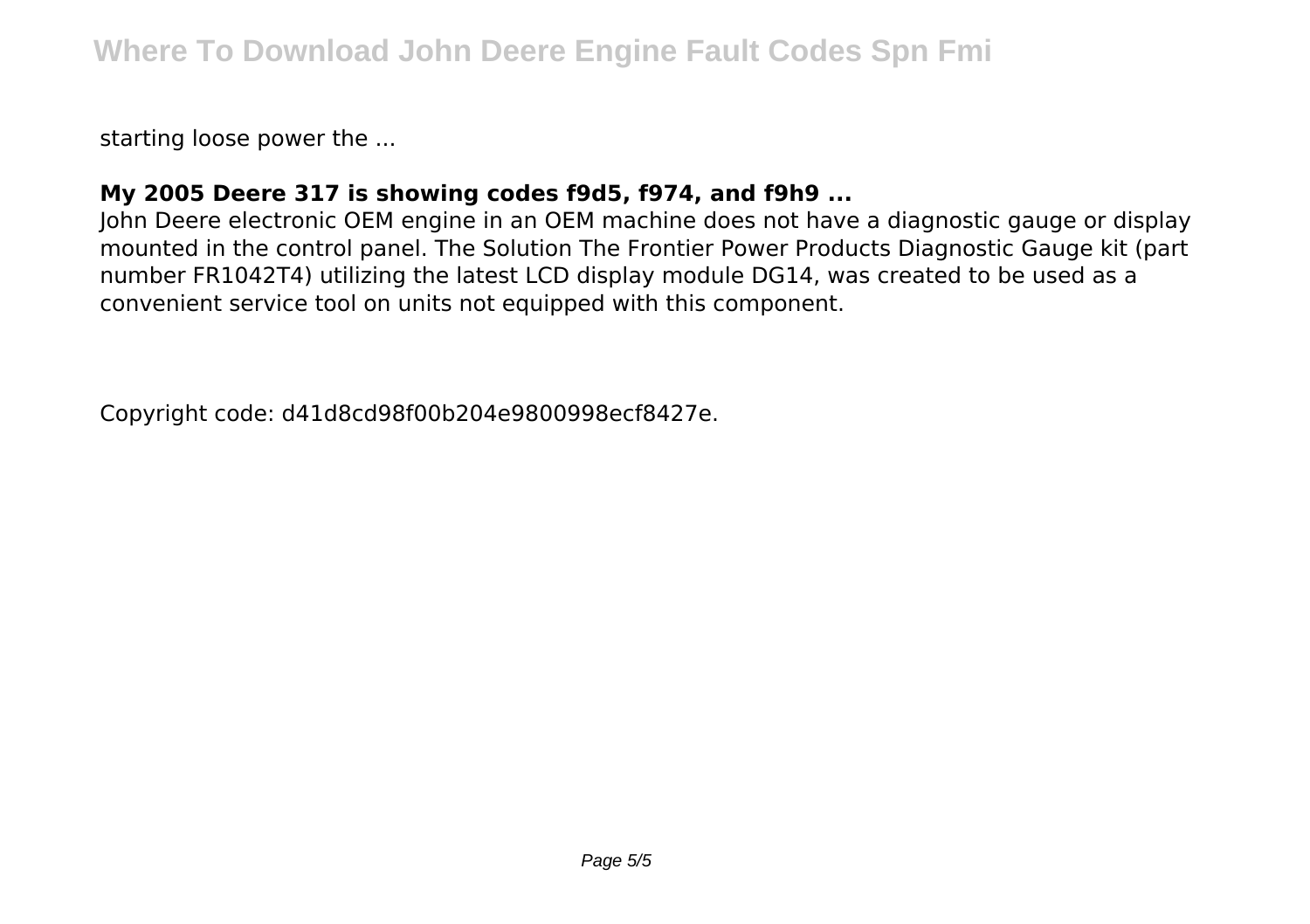starting loose power the ...

**My 2005 Deere 317 is showing codes f9d5, f974, and f9h9 ...**

John Deere electronic OEM engine in an OEM machine does not have a diagnostic gauge or display mounted in the control panel. The Solution The Frontier Power Products Diagnostic Gauge kit (part number FR1042T4) utilizing the latest LCD display module DG14, was created to be used as a convenient service tool on units not equipped with this component.

Copyright code: d41d8cd98f00b204e9800998ecf8427e.